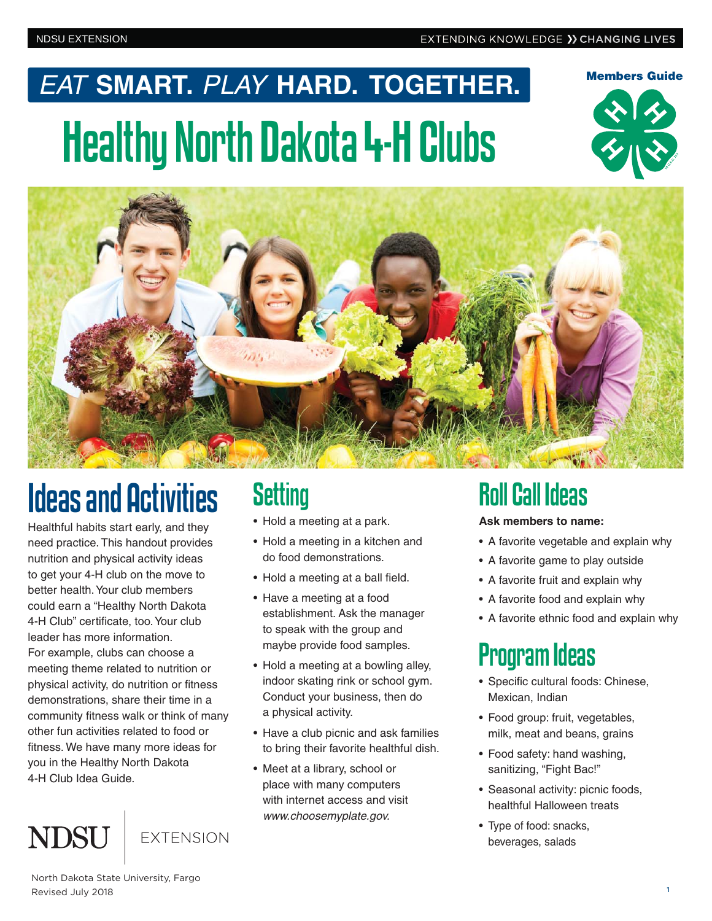# *EAT* SMART. *PLAY* HARD. TOGETHER.

# Healthy North Dakota 4-H Clubs

**Members Guide**

## Ideas and Activities

Healthful habits start early, and they need practice. This handout provides nutrition and physical activity ideas to get your 4-H club on the move to better health. Your club members could earn a "Healthy North Dakota 4-H Club" certificate, too. Your club leader has more information.

For example, clubs can choose a meeting theme related to nutrition or physical activity, do nutrition or fitness demonstrations, share their time in a community fitness walk or think of many other fun activities related to food or fitness. We have many more ideas for you in the Healthy North Dakota 4-H Club Idea Guide.

NDSU EXTENSION

North Dakota State University, Fargo
Revised July 2018

## Setting

- Hold a meeting at a park.
- Hold a meeting in a kitchen and do food demonstrations.
- Hold a meeting at a ball field.
- Have a meeting at a food establishment. Ask the manager to speak with the group and maybe provide food samples.
- Hold a meeting at a bowling alley, indoor skating rink or school gym. Conduct your business, then do a physical activity.
- Have a club picnic and ask families to bring their favorite healthful dish.
- Meet at a library, school or place with many computers with internet access and visit *www.choosemyplate.gov.*

## Roll Call Ideas

**Ask members to name:**

- A favorite vegetable and explain why
- A favorite game to play outside
- A favorite fruit and explain why
- A favorite food and explain why
- A favorite ethnic food and explain why

## Program Ideas

- Specific cultural foods: Chinese, Mexican, Indian
- Food group: fruit, vegetables, milk, meat and beans, grains
- Food safety: hand washing, sanitizing, "Fight Bac!"
- Seasonal activity: picnic foods, healthful Halloween treats
- Type of food: snacks, beverages, salads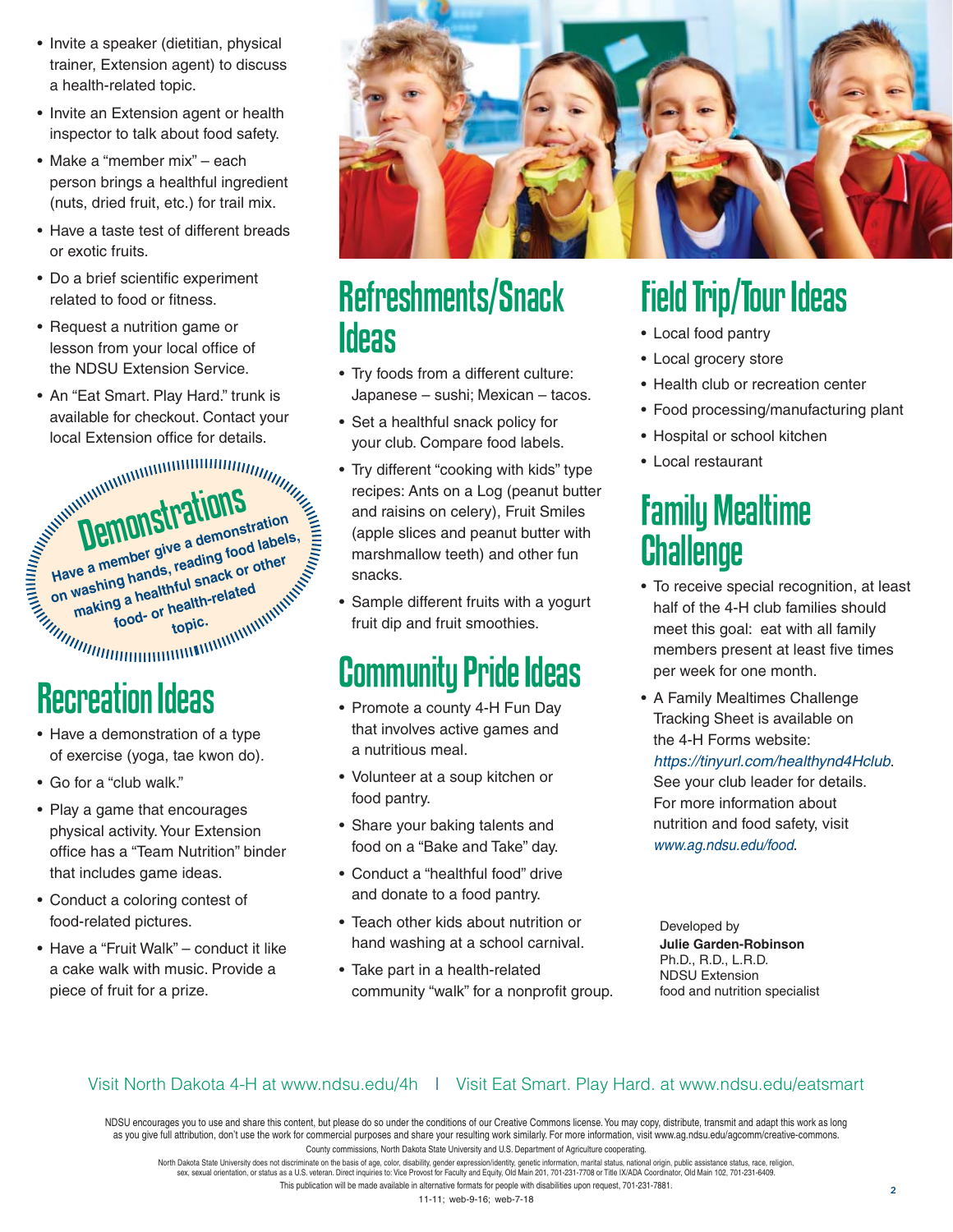- Invite a speaker (dietitian, physical trainer, Extension agent) to discuss a health-related topic.
- Invite an Extension agent or health inspector to talk about food safety.
- Make a "member mix" – each person brings a healthful ingredient (nuts, dried fruit, etc.) for trail mix.
- Have a taste test of different breads or exotic fruits.
- Do a brief scientific experiment related to food or fitness.
- Request a nutrition game or lesson from your local office of the NDSU Extension Service.
- An "Eat Smart. Play Hard." trunk is available for checkout. Contact your local Extension office for details.

## Demonstrations

**Have a member give a demonstration on washing hands, reading food labels, making a healthful snack or other food- or health-related topic.**

## Recreation Ideas

- Have a demonstration of a type of exercise (yoga, tae kwon do).
- Go for a "club walk."
- Play a game that encourages physical activity. Your Extension office has a "Team Nutrition" binder that includes game ideas.
- Conduct a coloring contest of food-related pictures.
- Have a "Fruit Walk" – conduct it like a cake walk with music. Provide a piece of fruit for a prize.

## Refreshments/Snack Ideas

- Try foods from a different culture: Japanese – sushi; Mexican – tacos.
- Set a healthful snack policy for your club. Compare food labels.
- Try different "cooking with kids" type recipes: Ants on a Log (peanut butter and raisins on celery), Fruit Smiles (apple slices and peanut butter with marshmallow teeth) and other fun snacks.
- Sample different fruits with a yogurt fruit dip and fruit smoothies.

## Community Pride Ideas

- Promote a county 4-H Fun Day that involves active games and a nutritious meal.
- Volunteer at a soup kitchen or food pantry.
- Share your baking talents and food on a "Bake and Take" day.
- Conduct a "healthful food" drive and donate to a food pantry.
- Teach other kids about nutrition or hand washing at a school carnival.
- Take part in a health-related community "walk" for a nonprofit group.

## Field Trip/Tour Ideas

- Local food pantry
- Local grocery store
- Health club or recreation center
- Food processing/manufacturing plant
- Hospital or school kitchen
- Local restaurant

## Family Mealtime Challenge

- To receive special recognition, at least half of the 4-H club families should meet this goal: eat with all family members present at least five times per week for one month.
- A Family Mealtimes Challenge Tracking Sheet is available on the 4-H Forms website: *https://tinyurl.com/healthynd4Hclub*. See your club leader for details. For more information about nutrition and food safety, visit *www.ag.ndsu.edu/food*.

Developed by
**Julie Garden-Robinson**
Ph.D., R.D., L.R.D.
NDSU Extension
food and nutrition specialist

Visit North Dakota 4-H at www.ndsu.edu/4h | Visit Eat Smart. Play Hard. at www.ndsu.edu/eatsmart

NDSU encourages you to use and share this content, but please do so under the conditions of our Creative Commons license. You may copy, distribute, transmit and adapt this work as long as you give full attribution, don't use the work for commercial purposes and share your resulting work similarly. For more information, visit www.ag.ndsu.edu/agcomm/creative-commons.

County commissions, North Dakota State University and U.S. Department of Agriculture cooperating.

North Dakota State University does not discriminate on the basis of age, color, disability, gender expression/identity, genetic information, marital status, national origin, public assistance status, race, religion, sex, sexual orientation, or status as a U.S. veteran. Direct inquiries to: Vice Provost for Faculty and Equity, Old Main 201, 701-231-7708 or Title IX/ADA Coordinator, Old Main 102, 701-231-6409.

This publication will be made available in alternative formats for people with disabilities upon request, 701-231-7881.

11-11; web-9-16; web-7-18